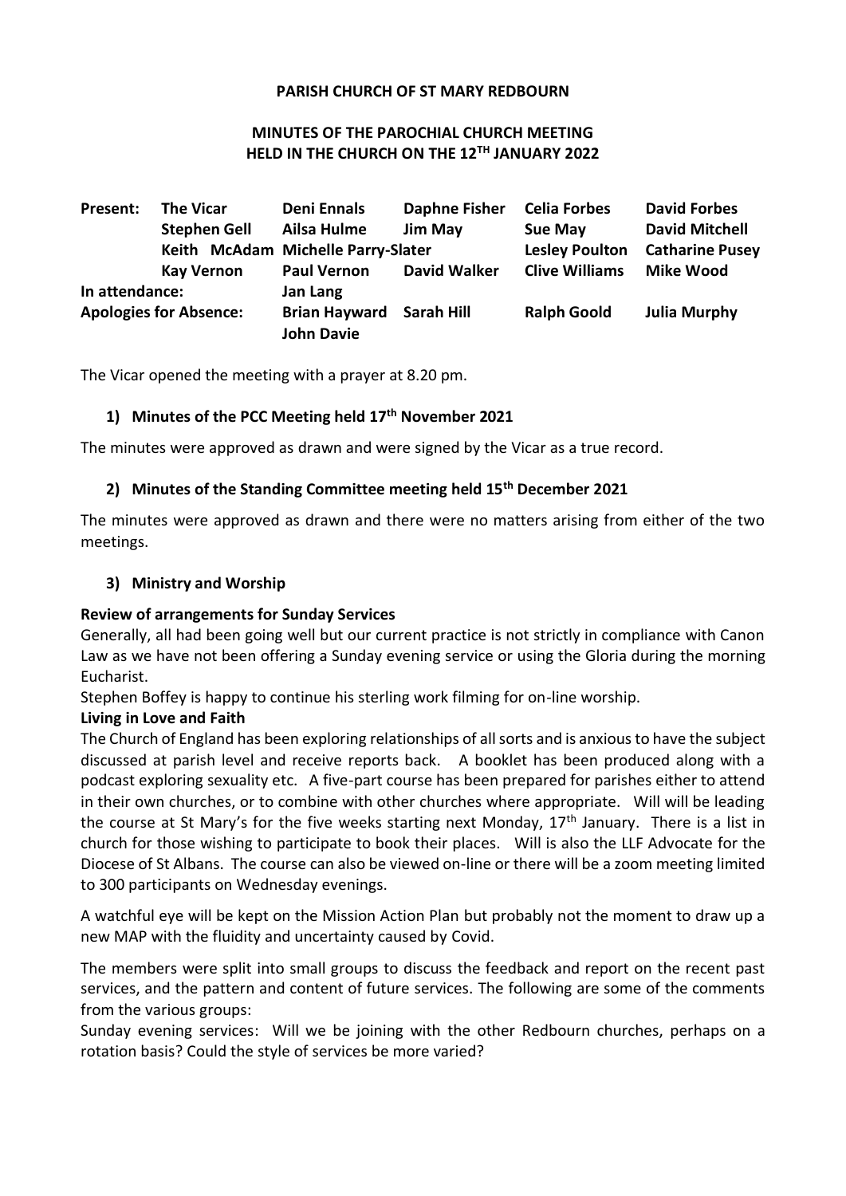**PARISH CHURCH OF ST MARY REDBOURN**

**MINUTES OF THE PAROCHIAL CHURCH MEETING HELD IN THE CHURCH ON THE 12TH JANUARY 2022**

| | | | | | |
|---|---|---|---|---|---|
| **Present:** | **The Vicar** | **Deni Ennals** | **Daphne Fisher** | **Celia Forbes** | **David Forbes** |
| | **Stephen Gell** | **Ailsa Hulme** | **Jim May** | **Sue May** | **David Mitchell** |
| | **Keith McAdam** | **Michelle Parry-Slater** | | **Lesley Poulton** | **Catharine Pusey** |
| | **Kay Vernon** | **Paul Vernon** | **David Walker** | **Clive Williams** | **Mike Wood** |
| **In attendance:** | | **Jan Lang** | | | |
| **Apologies for Absence:** | | **Brian Hayward** | **Sarah Hill** | **Ralph Goold** | **Julia Murphy** |
| | | **John Davie** | | | |

The Vicar opened the meeting with a prayer at 8.20 pm.

### 1) Minutes of the PCC Meeting held 17th November 2021

The minutes were approved as drawn and were signed by the Vicar as a true record.

### 2) Minutes of the Standing Committee meeting held 15th December 2021

The minutes were approved as drawn and there were no matters arising from either of the two meetings.

### 3) Ministry and Worship

**Review of arrangements for Sunday Services**

Generally, all had been going well but our current practice is not strictly in compliance with Canon Law as we have not been offering a Sunday evening service or using the Gloria during the morning Eucharist.

Stephen Boffey is happy to continue his sterling work filming for on-line worship.

**Living in Love and Faith**

The Church of England has been exploring relationships of all sorts and is anxious to have the subject discussed at parish level and receive reports back. A booklet has been produced along with a podcast exploring sexuality etc. A five-part course has been prepared for parishes either to attend in their own churches, or to combine with other churches where appropriate. Will will be leading the course at St Mary's for the five weeks starting next Monday, 17th January. There is a list in church for those wishing to participate to book their places. Will is also the LLF Advocate for the Diocese of St Albans. The course can also be viewed on-line or there will be a zoom meeting limited to 300 participants on Wednesday evenings.

A watchful eye will be kept on the Mission Action Plan but probably not the moment to draw up a new MAP with the fluidity and uncertainty caused by Covid.

The members were split into small groups to discuss the feedback and report on the recent past services, and the pattern and content of future services. The following are some of the comments from the various groups:

Sunday evening services: Will we be joining with the other Redbourn churches, perhaps on a rotation basis? Could the style of services be more varied?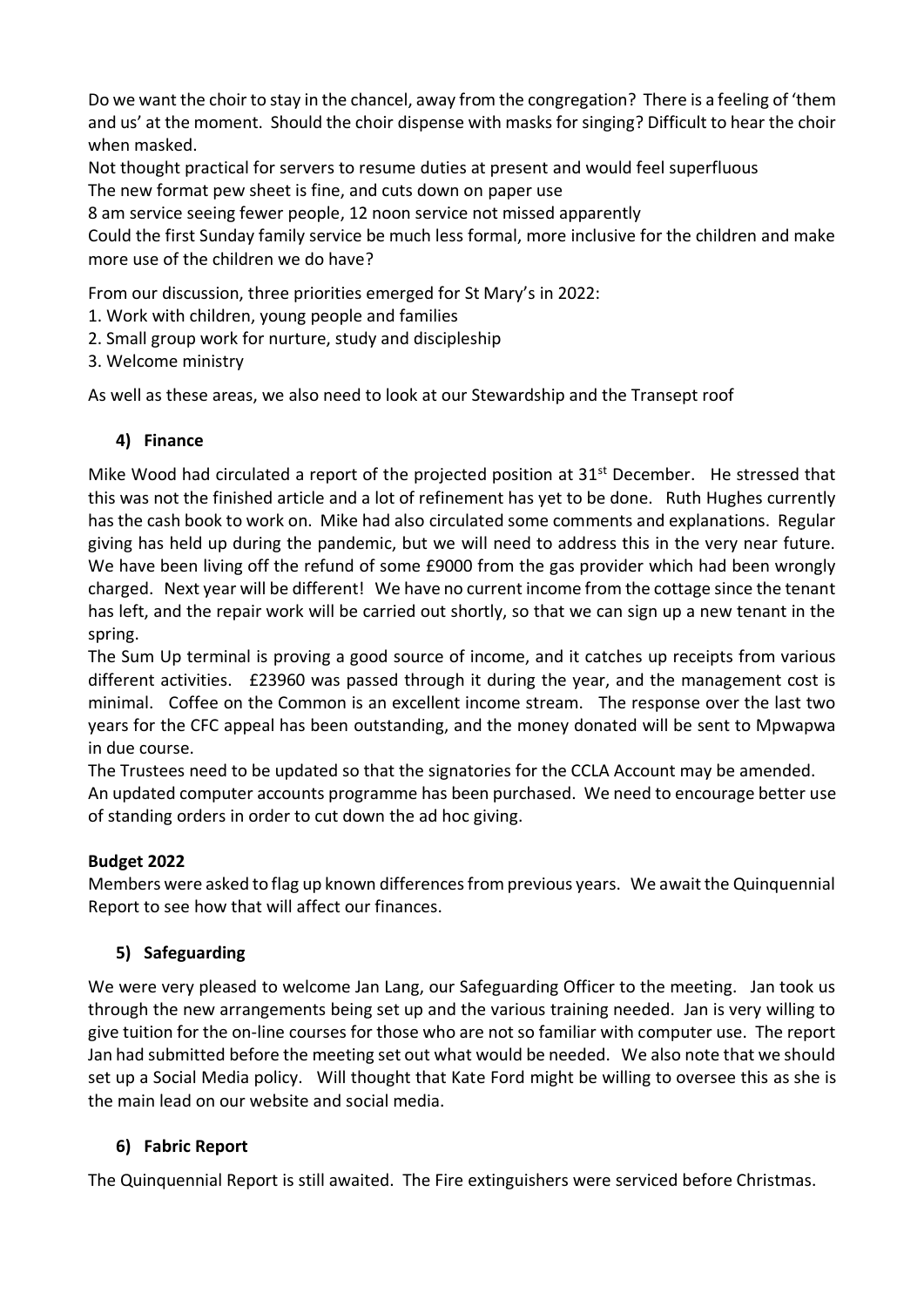Do we want the choir to stay in the chancel, away from the congregation? There is a feeling of 'them and us' at the moment. Should the choir dispense with masks for singing? Difficult to hear the choir when masked.
Not thought practical for servers to resume duties at present and would feel superfluous
The new format pew sheet is fine, and cuts down on paper use
8 am service seeing fewer people, 12 noon service not missed apparently
Could the first Sunday family service be much less formal, more inclusive for the children and make more use of the children we do have?

From our discussion, three priorities emerged for St Mary's in 2022:
1. Work with children, young people and families
2. Small group work for nurture, study and discipleship
3. Welcome ministry

As well as these areas, we also need to look at our Stewardship and the Transept roof

## 4) Finance

Mike Wood had circulated a report of the projected position at 31st December. He stressed that this was not the finished article and a lot of refinement has yet to be done. Ruth Hughes currently has the cash book to work on. Mike had also circulated some comments and explanations. Regular giving has held up during the pandemic, but we will need to address this in the very near future. We have been living off the refund of some £9000 from the gas provider which had been wrongly charged. Next year will be different! We have no current income from the cottage since the tenant has left, and the repair work will be carried out shortly, so that we can sign up a new tenant in the spring.
The Sum Up terminal is proving a good source of income, and it catches up receipts from various different activities. £23960 was passed through it during the year, and the management cost is minimal. Coffee on the Common is an excellent income stream. The response over the last two years for the CFC appeal has been outstanding, and the money donated will be sent to Mpwapwa in due course.
The Trustees need to be updated so that the signatories for the CCLA Account may be amended.
An updated computer accounts programme has been purchased. We need to encourage better use of standing orders in order to cut down the ad hoc giving.

**Budget 2022**

Members were asked to flag up known differences from previous years. We await the Quinquennial Report to see how that will affect our finances.

## 5) Safeguarding

We were very pleased to welcome Jan Lang, our Safeguarding Officer to the meeting. Jan took us through the new arrangements being set up and the various training needed. Jan is very willing to give tuition for the on-line courses for those who are not so familiar with computer use. The report Jan had submitted before the meeting set out what would be needed. We also note that we should set up a Social Media policy. Will thought that Kate Ford might be willing to oversee this as she is the main lead on our website and social media.

## 6) Fabric Report

The Quinquennial Report is still awaited. The Fire extinguishers were serviced before Christmas.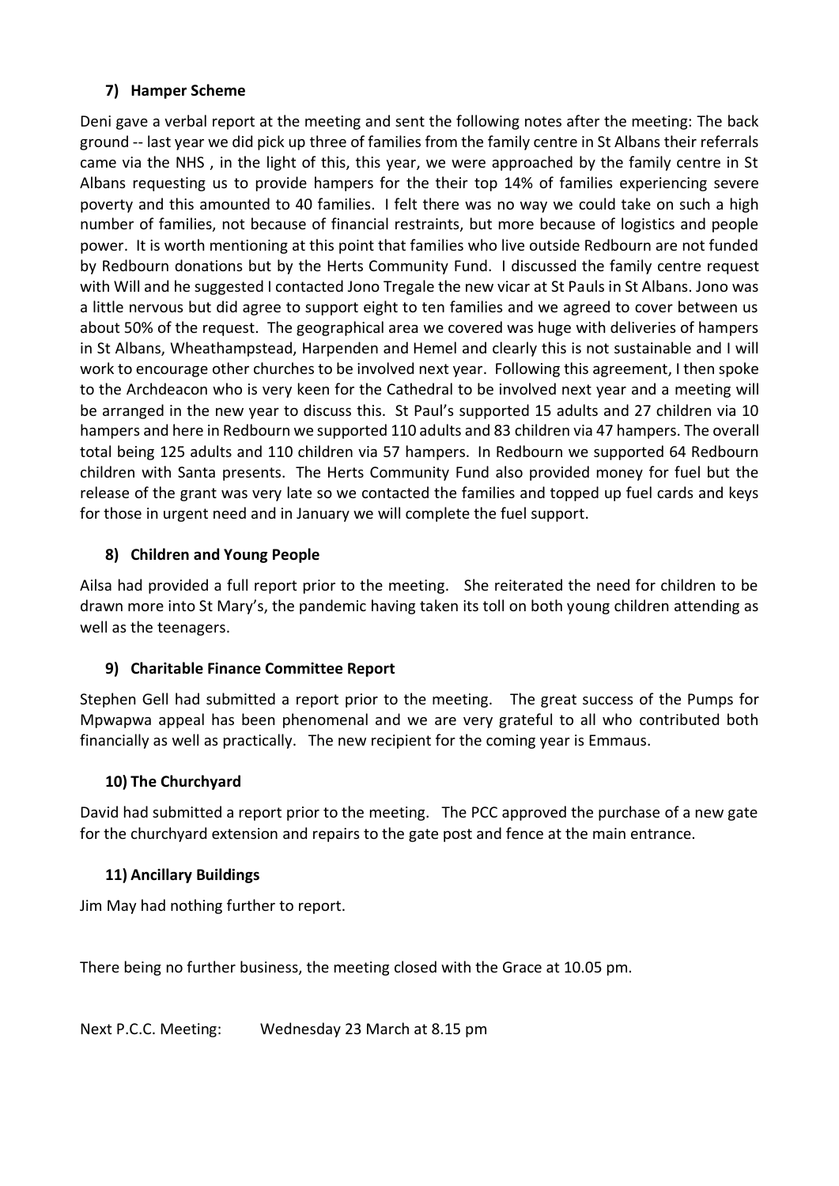### 7) Hamper Scheme

Deni gave a verbal report at the meeting and sent the following notes after the meeting: The back ground -- last year we did pick up three of families from the family centre in St Albans their referrals came via the NHS , in the light of this, this year, we were approached by the family centre in St Albans requesting us to provide hampers for the their top 14% of families experiencing severe poverty and this amounted to 40 families. I felt there was no way we could take on such a high number of families, not because of financial restraints, but more because of logistics and people power. It is worth mentioning at this point that families who live outside Redbourn are not funded by Redbourn donations but by the Herts Community Fund. I discussed the family centre request with Will and he suggested I contacted Jono Tregale the new vicar at St Pauls in St Albans. Jono was a little nervous but did agree to support eight to ten families and we agreed to cover between us about 50% of the request. The geographical area we covered was huge with deliveries of hampers in St Albans, Wheathampstead, Harpenden and Hemel and clearly this is not sustainable and I will work to encourage other churches to be involved next year. Following this agreement, I then spoke to the Archdeacon who is very keen for the Cathedral to be involved next year and a meeting will be arranged in the new year to discuss this. St Paul's supported 15 adults and 27 children via 10 hampers and here in Redbourn we supported 110 adults and 83 children via 47 hampers. The overall total being 125 adults and 110 children via 57 hampers. In Redbourn we supported 64 Redbourn children with Santa presents. The Herts Community Fund also provided money for fuel but the release of the grant was very late so we contacted the families and topped up fuel cards and keys for those in urgent need and in January we will complete the fuel support.

### 8) Children and Young People

Ailsa had provided a full report prior to the meeting. She reiterated the need for children to be drawn more into St Mary's, the pandemic having taken its toll on both young children attending as well as the teenagers.

### 9) Charitable Finance Committee Report

Stephen Gell had submitted a report prior to the meeting. The great success of the Pumps for Mpwapwa appeal has been phenomenal and we are very grateful to all who contributed both financially as well as practically. The new recipient for the coming year is Emmaus.

### 10) The Churchyard

David had submitted a report prior to the meeting. The PCC approved the purchase of a new gate for the churchyard extension and repairs to the gate post and fence at the main entrance.

### 11) Ancillary Buildings

Jim May had nothing further to report.

There being no further business, the meeting closed with the Grace at 10.05 pm.

Next P.C.C. Meeting: Wednesday 23 March at 8.15 pm